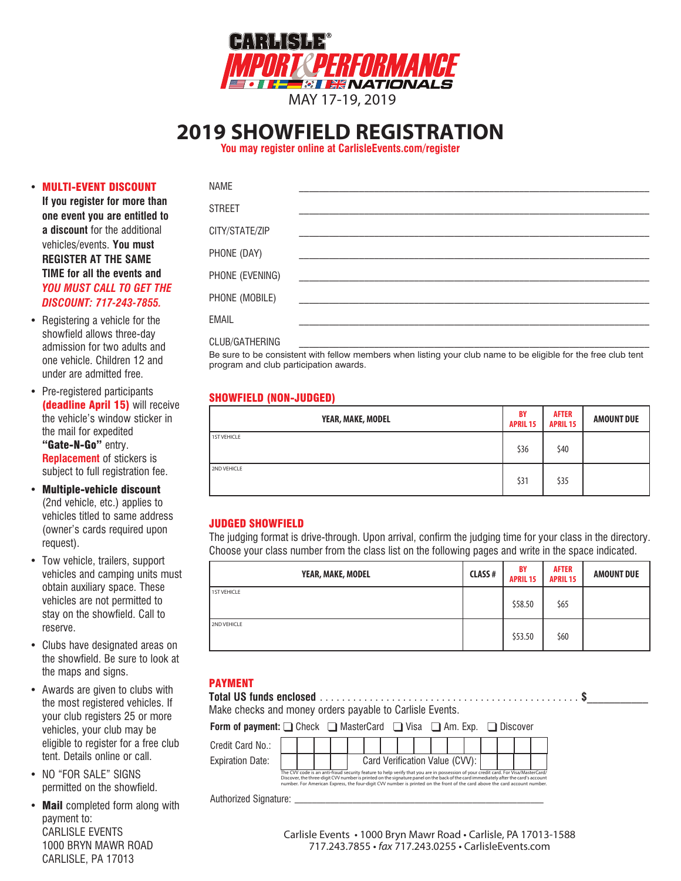# CARLISLE® IMPORT & PERFORMANCE NATIONALS

MAY 17-19, 2019

# 2019 SHOWFIELD REGISTRATION

**You may register online at CarlisleEvents.com/register**

- **MULTI-EVENT DISCOUNT** **If you register for more than one event you are entitled to a discount** for the additional vehicles/events. **You must REGISTER AT THE SAME TIME for all the events and** ***YOU MUST CALL TO GET THE DISCOUNT: 717-243-7855.***
- Registering a vehicle for the showfield allows three-day admission for two adults and one vehicle. Children 12 and under are admitted free.
- Pre-registered participants **(deadline April 15)** will receive the vehicle's window sticker in the mail for expedited **"Gate-N-Go"** entry. **Replacement** of stickers is subject to full registration fee.
- **Multiple-vehicle discount** (2nd vehicle, etc.) applies to vehicles titled to same address (owner's cards required upon request).
- Tow vehicle, trailers, support vehicles and camping units must obtain auxiliary space. These vehicles are not permitted to stay on the showfield. Call to reserve.
- Clubs have designated areas on the showfield. Be sure to look at the maps and signs.
- Awards are given to clubs with the most registered vehicles. If your club registers 25 or more vehicles, your club may be eligible to register for a free club tent. Details online or call.
- NO "FOR SALE" SIGNS permitted on the showfield.
- **Mail** completed form along with payment to:
  CARLISLE EVENTS
  1000 BRYN MAWR ROAD
  CARLISLE, PA 17013

NAME ____________________

STREET ____________________

CITY/STATE/ZIP ____________________

PHONE (DAY) ____________________

PHONE (EVENING) ____________________

PHONE (MOBILE) ____________________

EMAIL ____________________

CLUB/GATHERING ____________________

Be sure to be consistent with fellow members when listing your club name to be eligible for the free club tent program and club participation awards.

## SHOWFIELD (NON-JUDGED)

| YEAR, MAKE, MODEL | BY APRIL 15 | AFTER APRIL 15 | AMOUNT DUE |
|---|---|---|---|
| 1ST VEHICLE | $36 | $40 | |
| 2ND VEHICLE | $31 | $35 | |

## JUDGED SHOWFIELD

The judging format is drive-through. Upon arrival, confirm the judging time for your class in the directory. Choose your class number from the class list on the following pages and write in the space indicated.

| YEAR, MAKE, MODEL | CLASS # | BY APRIL 15 | AFTER APRIL 15 | AMOUNT DUE |
|---|---|---|---|---|
| 1ST VEHICLE | | $58.50 | $65 | |
| 2ND VEHICLE | | $53.50 | $60 | |

## PAYMENT

**Total US funds enclosed** . . . . . . . . . . . . . . . . . . . . . . . . . . . . . . . . . . . . . . . . . . . . . . **$**__________

Make checks and money orders payable to Carlisle Events.

**Form of payment:** ☐ Check ☐ MasterCard ☐ Visa ☐ Am. Exp. ☐ Discover

Credit Card No.: ____________________

Expiration Date: ________ Card Verification Value (CVV): ________

The CVV code is an anti-fraud security feature to help verify that you are in possession of your credit card. For Visa/MasterCard/Discover, the three-digit CVV number is printed on the signature panel on the back of the card immediately after the card's account number. For American Express, the four-digit CVV number is printed on the front of the card above the card account number.

Authorized Signature: ____________________

Carlisle Events • 1000 Bryn Mawr Road • Carlisle, PA 17013-1588
717.243.7855 • *fax* 717.243.0255 • CarlisleEvents.com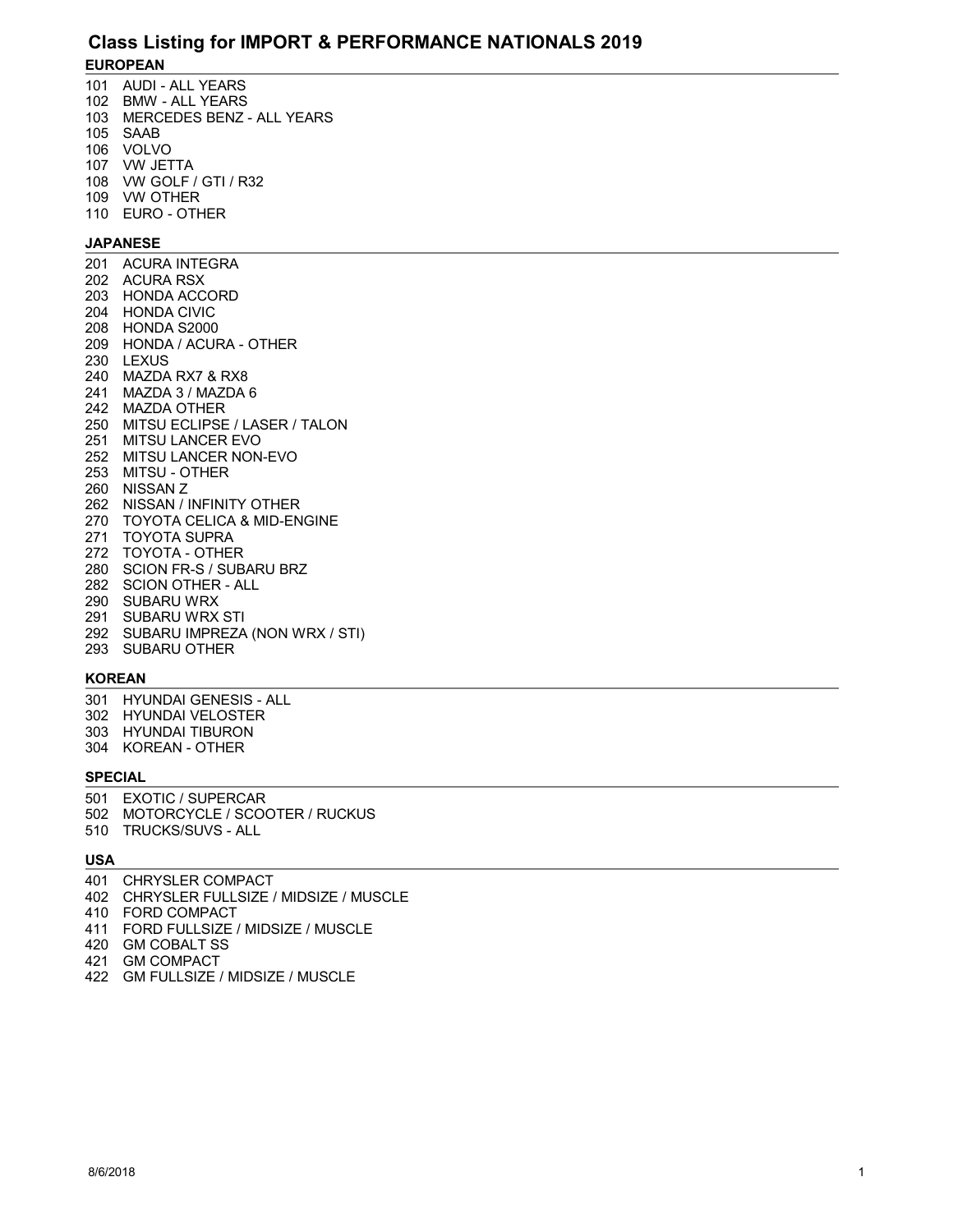# Class Listing for IMPORT & PERFORMANCE NATIONALS 2019

## EUROPEAN

101 AUDI - ALL YEARS
102 BMW - ALL YEARS
103 MERCEDES BENZ - ALL YEARS
105 SAAB
106 VOLVO
107 VW JETTA
108 VW GOLF / GTI / R32
109 VW OTHER
110 EURO - OTHER

## JAPANESE

201 ACURA INTEGRA
202 ACURA RSX
203 HONDA ACCORD
204 HONDA CIVIC
208 HONDA S2000
209 HONDA / ACURA - OTHER
230 LEXUS
240 MAZDA RX7 & RX8
241 MAZDA 3 / MAZDA 6
242 MAZDA OTHER
250 MITSU ECLIPSE / LASER / TALON
251 MITSU LANCER EVO
252 MITSU LANCER NON-EVO
253 MITSU - OTHER
260 NISSAN Z
262 NISSAN / INFINITY OTHER
270 TOYOTA CELICA & MID-ENGINE
271 TOYOTA SUPRA
272 TOYOTA - OTHER
280 SCION FR-S / SUBARU BRZ
282 SCION OTHER - ALL
290 SUBARU WRX
291 SUBARU WRX STI
292 SUBARU IMPREZA (NON WRX / STI)
293 SUBARU OTHER

## KOREAN

301 HYUNDAI GENESIS - ALL
302 HYUNDAI VELOSTER
303 HYUNDAI TIBURON
304 KOREAN - OTHER

## SPECIAL

501 EXOTIC / SUPERCAR
502 MOTORCYCLE / SCOOTER / RUCKUS
510 TRUCKS/SUVS - ALL

## USA

401 CHRYSLER COMPACT
402 CHRYSLER FULLSIZE / MIDSIZE / MUSCLE
410 FORD COMPACT
411 FORD FULLSIZE / MIDSIZE / MUSCLE
420 GM COBALT SS
421 GM COMPACT
422 GM FULLSIZE / MIDSIZE / MUSCLE

8/6/2018